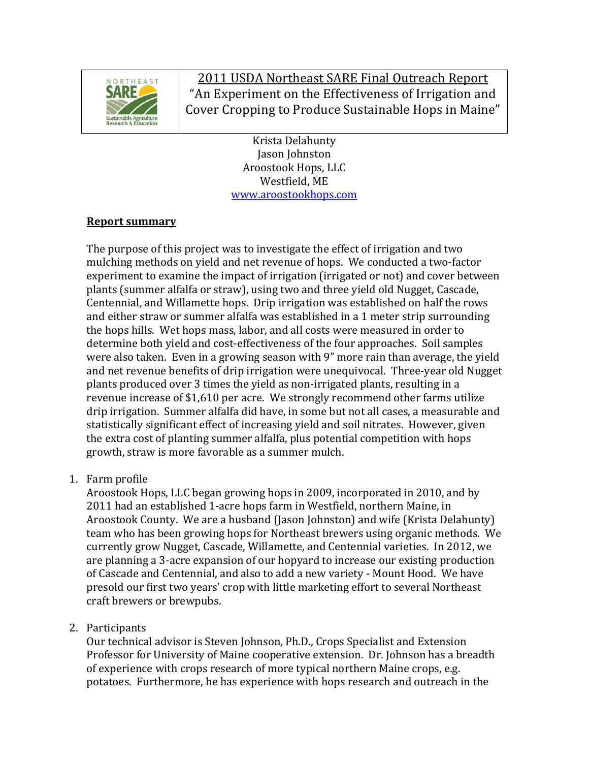# 2011 USDA Northeast SARE Final Outreach Report

## "An Experiment on the Effectiveness of Irrigation and Cover Cropping to Produce Sustainable Hops in Maine"

Krista Delahunty
Jason Johnston
Aroostook Hops, LLC
Westfield, ME
www.aroostookhops.com

**Report summary**

The purpose of this project was to investigate the effect of irrigation and two mulching methods on yield and net revenue of hops. We conducted a two-factor experiment to examine the impact of irrigation (irrigated or not) and cover between plants (summer alfalfa or straw), using two and three yield old Nugget, Cascade, Centennial, and Willamette hops. Drip irrigation was established on half the rows and either straw or summer alfalfa was established in a 1 meter strip surrounding the hops hills. Wet hops mass, labor, and all costs were measured in order to determine both yield and cost-effectiveness of the four approaches. Soil samples were also taken. Even in a growing season with 9" more rain than average, the yield and net revenue benefits of drip irrigation were unequivocal. Three-year old Nugget plants produced over 3 times the yield as non-irrigated plants, resulting in a revenue increase of $1,610 per acre. We strongly recommend other farms utilize drip irrigation. Summer alfalfa did have, in some but not all cases, a measurable and statistically significant effect of increasing yield and soil nitrates. However, given the extra cost of planting summer alfalfa, plus potential competition with hops growth, straw is more favorable as a summer mulch.

1. Farm profile
   Aroostook Hops, LLC began growing hops in 2009, incorporated in 2010, and by 2011 had an established 1-acre hops farm in Westfield, northern Maine, in Aroostook County. We are a husband (Jason Johnston) and wife (Krista Delahunty) team who has been growing hops for Northeast brewers using organic methods. We currently grow Nugget, Cascade, Willamette, and Centennial varieties. In 2012, we are planning a 3-acre expansion of our hopyard to increase our existing production of Cascade and Centennial, and also to add a new variety - Mount Hood. We have presold our first two years' crop with little marketing effort to several Northeast craft brewers or brewpubs.

2. Participants
   Our technical advisor is Steven Johnson, Ph.D., Crops Specialist and Extension Professor for University of Maine cooperative extension. Dr. Johnson has a breadth of experience with crops research of more typical northern Maine crops, e.g. potatoes. Furthermore, he has experience with hops research and outreach in the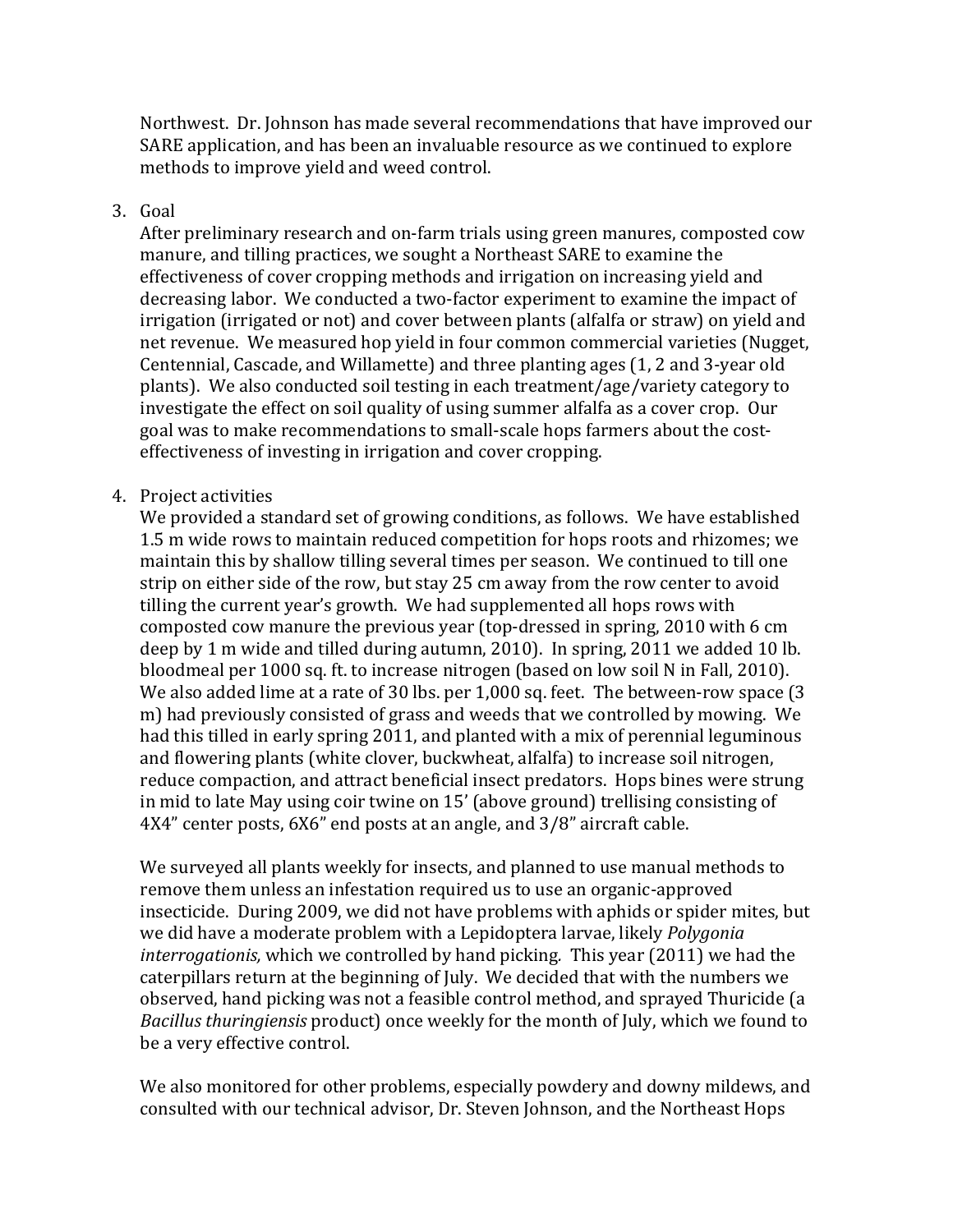Northwest. Dr. Johnson has made several recommendations that have improved our SARE application, and has been an invaluable resource as we continued to explore methods to improve yield and weed control.

3. Goal

   After preliminary research and on-farm trials using green manures, composted cow manure, and tilling practices, we sought a Northeast SARE to examine the effectiveness of cover cropping methods and irrigation on increasing yield and decreasing labor. We conducted a two-factor experiment to examine the impact of irrigation (irrigated or not) and cover between plants (alfalfa or straw) on yield and net revenue. We measured hop yield in four common commercial varieties (Nugget, Centennial, Cascade, and Willamette) and three planting ages (1, 2 and 3-year old plants). We also conducted soil testing in each treatment/age/variety category to investigate the effect on soil quality of using summer alfalfa as a cover crop. Our goal was to make recommendations to small-scale hops farmers about the cost-effectiveness of investing in irrigation and cover cropping.

4. Project activities

   We provided a standard set of growing conditions, as follows. We have established 1.5 m wide rows to maintain reduced competition for hops roots and rhizomes; we maintain this by shallow tilling several times per season. We continued to till one strip on either side of the row, but stay 25 cm away from the row center to avoid tilling the current year's growth. We had supplemented all hops rows with composted cow manure the previous year (top-dressed in spring, 2010 with 6 cm deep by 1 m wide and tilled during autumn, 2010). In spring, 2011 we added 10 lb. bloodmeal per 1000 sq. ft. to increase nitrogen (based on low soil N in Fall, 2010). We also added lime at a rate of 30 lbs. per 1,000 sq. feet. The between-row space (3 m) had previously consisted of grass and weeds that we controlled by mowing. We had this tilled in early spring 2011, and planted with a mix of perennial leguminous and flowering plants (white clover, buckwheat, alfalfa) to increase soil nitrogen, reduce compaction, and attract beneficial insect predators. Hops bines were strung in mid to late May using coir twine on 15' (above ground) trellising consisting of 4X4" center posts, 6X6" end posts at an angle, and 3/8" aircraft cable.

   We surveyed all plants weekly for insects, and planned to use manual methods to remove them unless an infestation required us to use an organic-approved insecticide. During 2009, we did not have problems with aphids or spider mites, but we did have a moderate problem with a Lepidoptera larvae, likely *Polygonia interrogationis,* which we controlled by hand picking. This year (2011) we had the caterpillars return at the beginning of July. We decided that with the numbers we observed, hand picking was not a feasible control method, and sprayed Thuricide (a *Bacillus thuringiensis* product) once weekly for the month of July, which we found to be a very effective control.

   We also monitored for other problems, especially powdery and downy mildews, and consulted with our technical advisor, Dr. Steven Johnson, and the Northeast Hops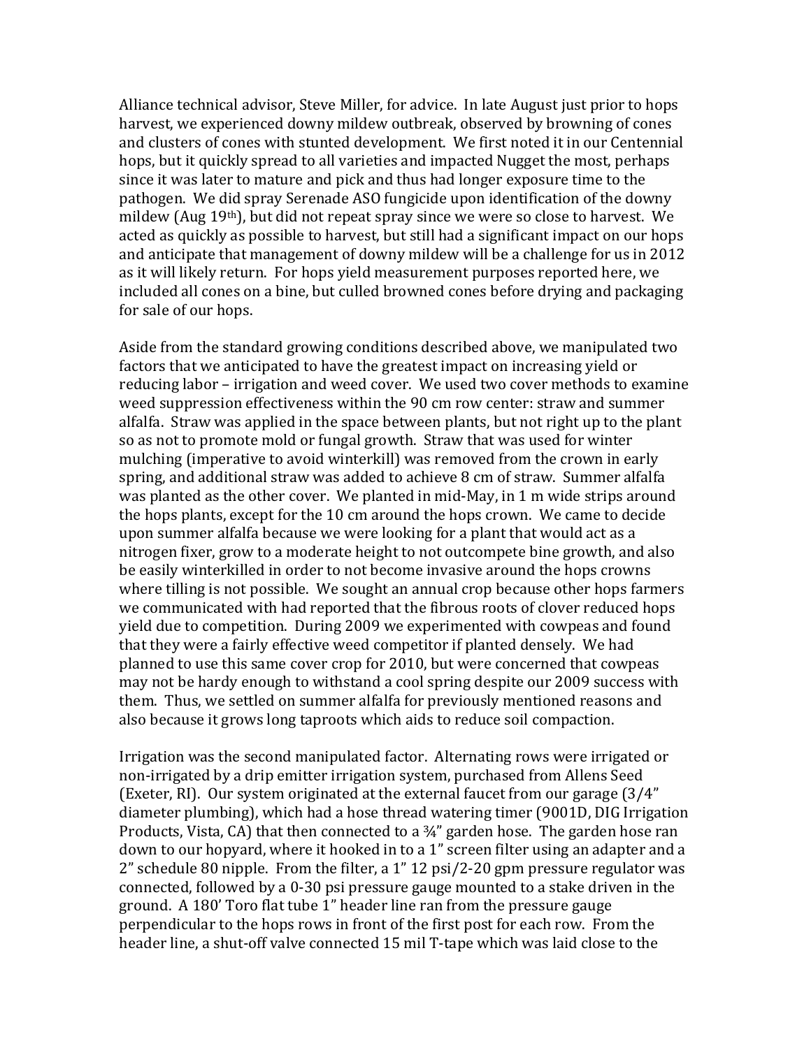Alliance technical advisor, Steve Miller, for advice. In late August just prior to hops harvest, we experienced downy mildew outbreak, observed by browning of cones and clusters of cones with stunted development. We first noted it in our Centennial hops, but it quickly spread to all varieties and impacted Nugget the most, perhaps since it was later to mature and pick and thus had longer exposure time to the pathogen. We did spray Serenade ASO fungicide upon identification of the downy mildew (Aug 19th), but did not repeat spray since we were so close to harvest. We acted as quickly as possible to harvest, but still had a significant impact on our hops and anticipate that management of downy mildew will be a challenge for us in 2012 as it will likely return. For hops yield measurement purposes reported here, we included all cones on a bine, but culled browned cones before drying and packaging for sale of our hops.

Aside from the standard growing conditions described above, we manipulated two factors that we anticipated to have the greatest impact on increasing yield or reducing labor – irrigation and weed cover. We used two cover methods to examine weed suppression effectiveness within the 90 cm row center: straw and summer alfalfa. Straw was applied in the space between plants, but not right up to the plant so as not to promote mold or fungal growth. Straw that was used for winter mulching (imperative to avoid winterkill) was removed from the crown in early spring, and additional straw was added to achieve 8 cm of straw. Summer alfalfa was planted as the other cover. We planted in mid-May, in 1 m wide strips around the hops plants, except for the 10 cm around the hops crown. We came to decide upon summer alfalfa because we were looking for a plant that would act as a nitrogen fixer, grow to a moderate height to not outcompete bine growth, and also be easily winterkilled in order to not become invasive around the hops crowns where tilling is not possible. We sought an annual crop because other hops farmers we communicated with had reported that the fibrous roots of clover reduced hops yield due to competition. During 2009 we experimented with cowpeas and found that they were a fairly effective weed competitor if planted densely. We had planned to use this same cover crop for 2010, but were concerned that cowpeas may not be hardy enough to withstand a cool spring despite our 2009 success with them. Thus, we settled on summer alfalfa for previously mentioned reasons and also because it grows long taproots which aids to reduce soil compaction.

Irrigation was the second manipulated factor. Alternating rows were irrigated or non-irrigated by a drip emitter irrigation system, purchased from Allens Seed (Exeter, RI). Our system originated at the external faucet from our garage (3/4" diameter plumbing), which had a hose thread watering timer (9001D, DIG Irrigation Products, Vista, CA) that then connected to a ¾" garden hose. The garden hose ran down to our hopyard, where it hooked in to a 1" screen filter using an adapter and a 2" schedule 80 nipple. From the filter, a 1" 12 psi/2-20 gpm pressure regulator was connected, followed by a 0-30 psi pressure gauge mounted to a stake driven in the ground. A 180' Toro flat tube 1" header line ran from the pressure gauge perpendicular to the hops rows in front of the first post for each row. From the header line, a shut-off valve connected 15 mil T-tape which was laid close to the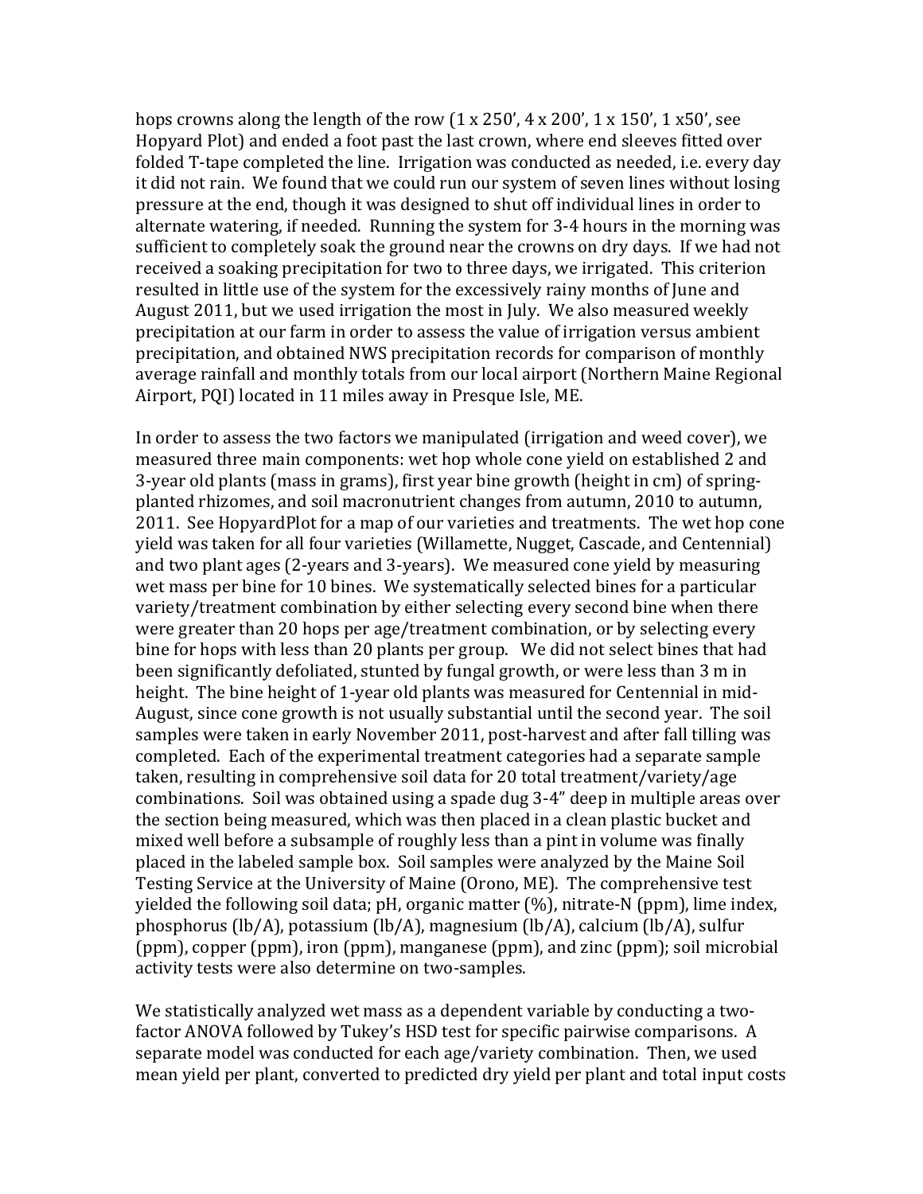hops crowns along the length of the row (1 x 250', 4 x 200', 1 x 150', 1 x50', see Hopyard Plot) and ended a foot past the last crown, where end sleeves fitted over folded T-tape completed the line. Irrigation was conducted as needed, i.e. every day it did not rain. We found that we could run our system of seven lines without losing pressure at the end, though it was designed to shut off individual lines in order to alternate watering, if needed. Running the system for 3-4 hours in the morning was sufficient to completely soak the ground near the crowns on dry days. If we had not received a soaking precipitation for two to three days, we irrigated. This criterion resulted in little use of the system for the excessively rainy months of June and August 2011, but we used irrigation the most in July. We also measured weekly precipitation at our farm in order to assess the value of irrigation versus ambient precipitation, and obtained NWS precipitation records for comparison of monthly average rainfall and monthly totals from our local airport (Northern Maine Regional Airport, PQI) located in 11 miles away in Presque Isle, ME.

In order to assess the two factors we manipulated (irrigation and weed cover), we measured three main components: wet hop whole cone yield on established 2 and 3-year old plants (mass in grams), first year bine growth (height in cm) of spring-planted rhizomes, and soil macronutrient changes from autumn, 2010 to autumn, 2011. See HopyardPlot for a map of our varieties and treatments. The wet hop cone yield was taken for all four varieties (Willamette, Nugget, Cascade, and Centennial) and two plant ages (2-years and 3-years). We measured cone yield by measuring wet mass per bine for 10 bines. We systematically selected bines for a particular variety/treatment combination by either selecting every second bine when there were greater than 20 hops per age/treatment combination, or by selecting every bine for hops with less than 20 plants per group. We did not select bines that had been significantly defoliated, stunted by fungal growth, or were less than 3 m in height. The bine height of 1-year old plants was measured for Centennial in mid-August, since cone growth is not usually substantial until the second year. The soil samples were taken in early November 2011, post-harvest and after fall tilling was completed. Each of the experimental treatment categories had a separate sample taken, resulting in comprehensive soil data for 20 total treatment/variety/age combinations. Soil was obtained using a spade dug 3-4" deep in multiple areas over the section being measured, which was then placed in a clean plastic bucket and mixed well before a subsample of roughly less than a pint in volume was finally placed in the labeled sample box. Soil samples were analyzed by the Maine Soil Testing Service at the University of Maine (Orono, ME). The comprehensive test yielded the following soil data; pH, organic matter (%), nitrate-N (ppm), lime index, phosphorus (lb/A), potassium (lb/A), magnesium (lb/A), calcium (lb/A), sulfur (ppm), copper (ppm), iron (ppm), manganese (ppm), and zinc (ppm); soil microbial activity tests were also determine on two-samples.

We statistically analyzed wet mass as a dependent variable by conducting a two-factor ANOVA followed by Tukey's HSD test for specific pairwise comparisons. A separate model was conducted for each age/variety combination. Then, we used mean yield per plant, converted to predicted dry yield per plant and total input costs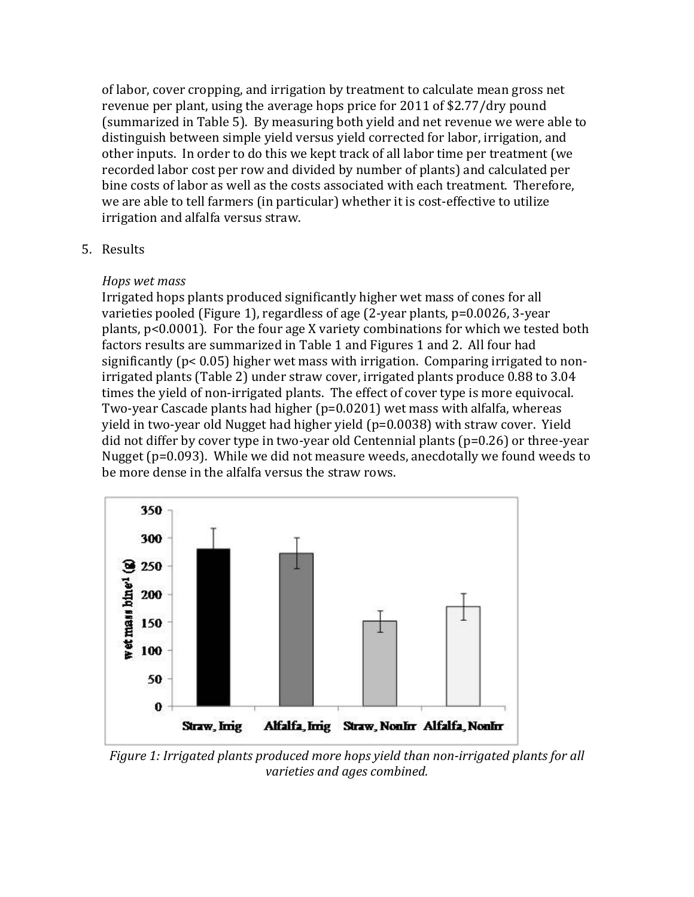of labor, cover cropping, and irrigation by treatment to calculate mean gross net revenue per plant, using the average hops price for 2011 of $2.77/dry pound (summarized in Table 5). By measuring both yield and net revenue we were able to distinguish between simple yield versus yield corrected for labor, irrigation, and other inputs. In order to do this we kept track of all labor time per treatment (we recorded labor cost per row and divided by number of plants) and calculated per bine costs of labor as well as the costs associated with each treatment. Therefore, we are able to tell farmers (in particular) whether it is cost-effective to utilize irrigation and alfalfa versus straw.

5. Results

*Hops wet mass*

Irrigated hops plants produced significantly higher wet mass of cones for all varieties pooled (Figure 1), regardless of age (2-year plants, $p=0.0026$, 3-year plants, $p<0.0001$). For the four age X variety combinations for which we tested both factors results are summarized in Table 1 and Figures 1 and 2. All four had significantly ($p< 0.05$) higher wet mass with irrigation. Comparing irrigated to non-irrigated plants (Table 2) under straw cover, irrigated plants produce 0.88 to 3.04 times the yield of non-irrigated plants. The effect of cover type is more equivocal. Two-year Cascade plants had higher ($p=0.0201$) wet mass with alfalfa, whereas yield in two-year old Nugget had higher yield ($p=0.0038$) with straw cover. Yield did not differ by cover type in two-year old Centennial plants ($p=0.26$) or three-year Nugget ($p=0.093$). While we did not measure weeds, anecdotally we found weeds to be more dense in the alfalfa versus the straw rows.

| Treatment | wet mass bine$^{-1}$ (g) |
| --- | --- |
| Straw, Irrig | ~280 |
| Alfalfa, Irrig | ~273 |
| Straw, NonIrr | ~152 |
| Alfalfa, NonIrr | ~178 |

*Figure 1: Irrigated plants produced more hops yield than non-irrigated plants for all varieties and ages combined.*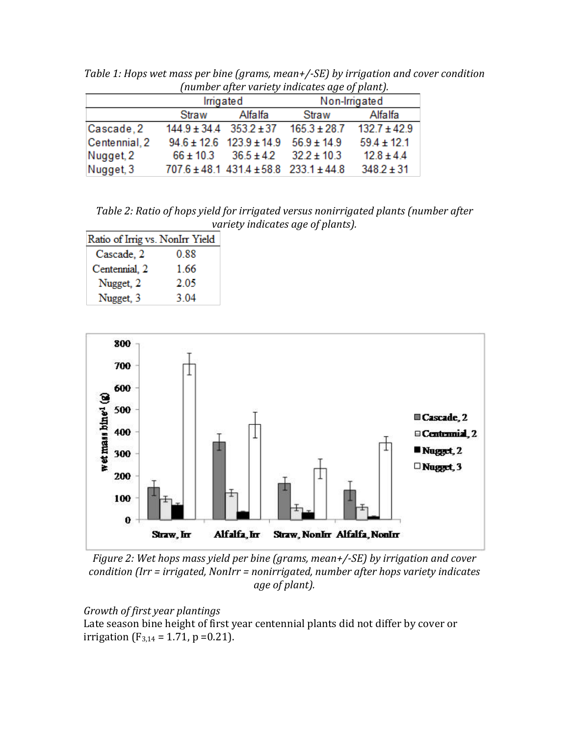*Table 1: Hops wet mass per bine (grams, mean+/-SE) by irrigation and cover condition (number after variety indicates age of plant).*

| | Irrigated | | Non-Irrigated | |
|---|---|---|---|---|
| | Straw | Alfalfa | Straw | Alfalfa |
| Cascade, 2 | 144.9 ± 34.4 | 353.2 ± 37 | 165.3 ± 28.7 | 132.7 ± 42.9 |
| Centennial, 2 | 94.6 ± 12.6 | 123.9 ± 14.9 | 56.9 ± 14.9 | 59.4 ± 12.1 |
| Nugget, 2 | 66 ± 10.3 | 36.5 ± 4.2 | 32.2 ± 10.3 | 12.8 ± 4.4 |
| Nugget, 3 | 707.6 ± 48.1 | 431.4 ± 58.8 | 233.1 ± 44.8 | 348.2 ± 31 |

*Table 2: Ratio of hops yield for irrigated versus nonirrigated plants (number after variety indicates age of plants).*

| Ratio of Irrig vs. NonIrr Yield | |
|---|---|
| Cascade, 2 | 0.88 |
| Centennial, 2 | 1.66 |
| Nugget, 2 | 2.05 |
| Nugget, 3 | 3.04 |

*Figure 2: Wet hops mass yield per bine (grams, mean+/-SE) by irrigation and cover condition (Irr = irrigated, NonIrr = nonirrigated, number after hops variety indicates age of plant).*

*Growth of first year plantings*

Late season bine height of first year centennial plants did not differ by cover or irrigation ($F_{3,14} = 1.71$, $p = 0.21$).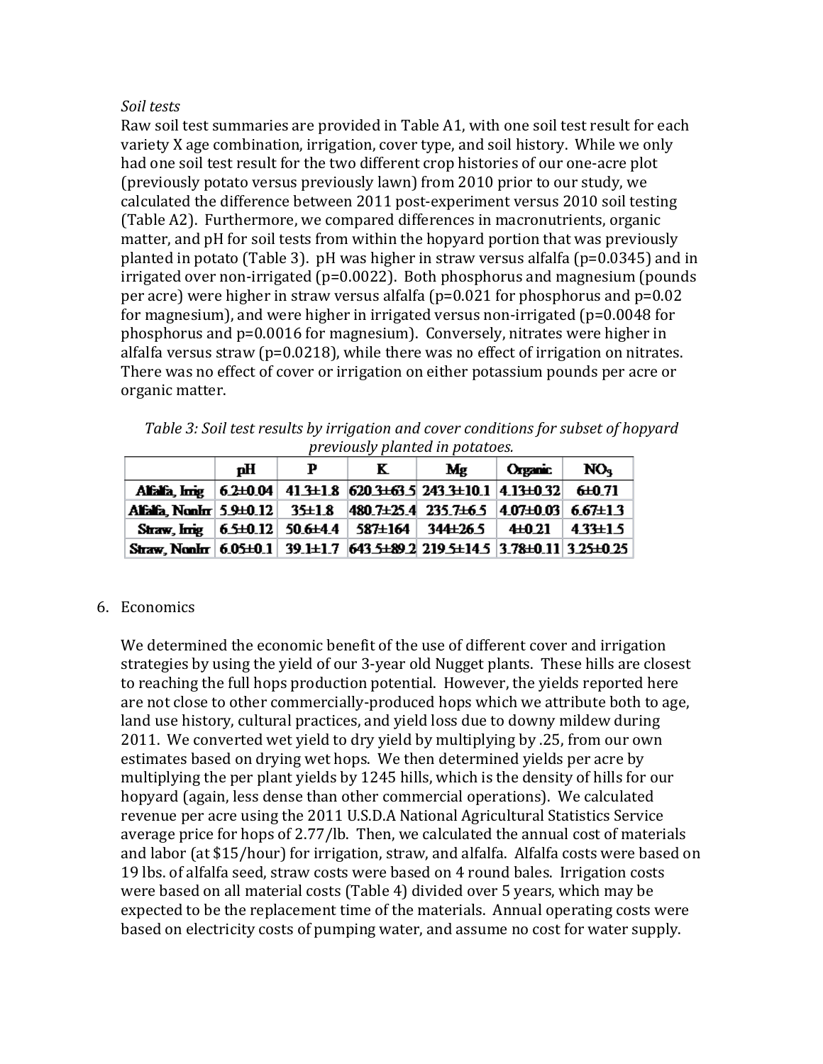*Soil tests*

Raw soil test summaries are provided in Table A1, with one soil test result for each variety X age combination, irrigation, cover type, and soil history. While we only had one soil test result for the two different crop histories of our one-acre plot (previously potato versus previously lawn) from 2010 prior to our study, we calculated the difference between 2011 post-experiment versus 2010 soil testing (Table A2). Furthermore, we compared differences in macronutrients, organic matter, and pH for soil tests from within the hopyard portion that was previously planted in potato (Table 3). pH was higher in straw versus alfalfa (p=0.0345) and in irrigated over non-irrigated (p=0.0022). Both phosphorus and magnesium (pounds per acre) were higher in straw versus alfalfa (p=0.021 for phosphorus and p=0.02 for magnesium), and were higher in irrigated versus non-irrigated (p=0.0048 for phosphorus and p=0.0016 for magnesium). Conversely, nitrates were higher in alfalfa versus straw (p=0.0218), while there was no effect of irrigation on nitrates. There was no effect of cover or irrigation on either potassium pounds per acre or organic matter.

*Table 3: Soil test results by irrigation and cover conditions for subset of hopyard previously planted in potatoes.*

| | pH | P | K | Mg | Organic | $NO_3$ |
|---|---|---|---|---|---|---|
| Alfalfa, Irrig | 6.2±0.04 | 41.3±1.8 | 620.3±63.5 | 243.3±10.1 | 4.13±0.32 | 6±0.71 |
| Alfalfa, NonIrr | 5.9±0.12 | 35±1.8 | 480.7±25.4 | 235.7±6.5 | 4.07±0.03 | 6.67±1.3 |
| Straw, Irrig | 6.5±0.12 | 50.6±4.4 | 587±164 | 344±26.5 | 4±0.21 | 4.33±1.5 |
| Straw, NonIrr | 6.05±0.1 | 39.1±1.7 | 643.5±89.2 | 219.5±14.5 | 3.78±0.11 | 3.25±0.25 |

6. Economics

We determined the economic benefit of the use of different cover and irrigation strategies by using the yield of our 3-year old Nugget plants. These hills are closest to reaching the full hops production potential. However, the yields reported here are not close to other commercially-produced hops which we attribute both to age, land use history, cultural practices, and yield loss due to downy mildew during 2011. We converted wet yield to dry yield by multiplying by .25, from our own estimates based on drying wet hops. We then determined yields per acre by multiplying the per plant yields by 1245 hills, which is the density of hills for our hopyard (again, less dense than other commercial operations). We calculated revenue per acre using the 2011 U.S.D.A National Agricultural Statistics Service average price for hops of 2.77/lb. Then, we calculated the annual cost of materials and labor (at $15/hour) for irrigation, straw, and alfalfa. Alfalfa costs were based on 19 lbs. of alfalfa seed, straw costs were based on 4 round bales. Irrigation costs were based on all material costs (Table 4) divided over 5 years, which may be expected to be the replacement time of the materials. Annual operating costs were based on electricity costs of pumping water, and assume no cost for water supply.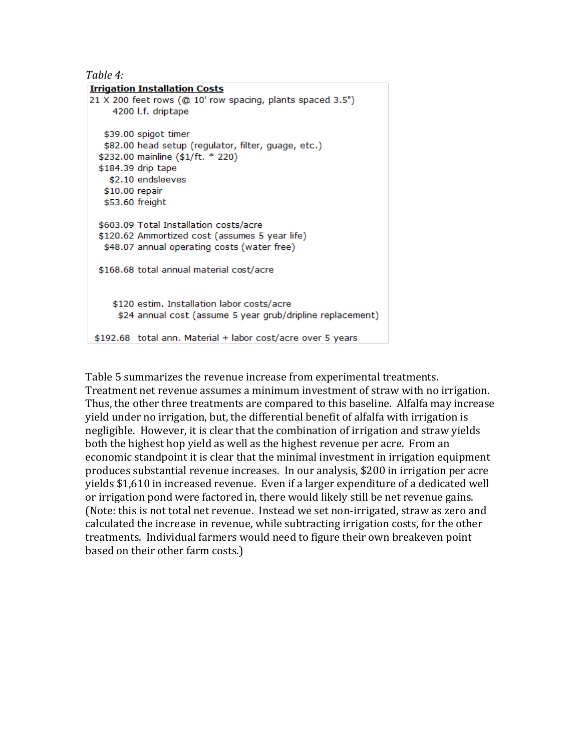*Table 4:*

| **Irrigation Installation Costs** | |
|---|---|
| 21 X 200 feet rows (@ 10' row spacing, plants spaced 3.5") | |
| 4200 | l.f. driptape |
| | |
| $39.00 | spigot timer |
| $82.00 | head setup (regulator, filter, guage, etc.) |
| $232.00 | mainline ($1/ft. * 220) |
| $184.39 | drip tape |
| $2.10 | endsleeves |
| $10.00 | repair |
| $53.60 | freight |
| | |
| $603.09 | Total Installation costs/acre |
| $120.62 | Ammortized cost (assumes 5 year life) |
| $48.07 | annual operating costs (water free) |
| | |
| $168.68 | total annual material cost/acre |
| | |
| $120 | estim. Installation labor costs/acre |
| $24 | annual cost (assume 5 year grub/dripline replacement) |
| | |
| $192.68 | total ann. Material + labor cost/acre over 5 years |

Table 5 summarizes the revenue increase from experimental treatments. Treatment net revenue assumes a minimum investment of straw with no irrigation. Thus, the other three treatments are compared to this baseline. Alfalfa may increase yield under no irrigation, but, the differential benefit of alfalfa with irrigation is negligible. However, it is clear that the combination of irrigation and straw yields both the highest hop yield as well as the highest revenue per acre. From an economic standpoint it is clear that the minimal investment in irrigation equipment produces substantial revenue increases. In our analysis, $200 in irrigation per acre yields $1,610 in increased revenue. Even if a larger expenditure of a dedicated well or irrigation pond were factored in, there would likely still be net revenue gains. (Note: this is not total net revenue. Instead we set non-irrigated, straw as zero and calculated the increase in revenue, while subtracting irrigation costs, for the other treatments. Individual farmers would need to figure their own breakeven point based on their other farm costs.)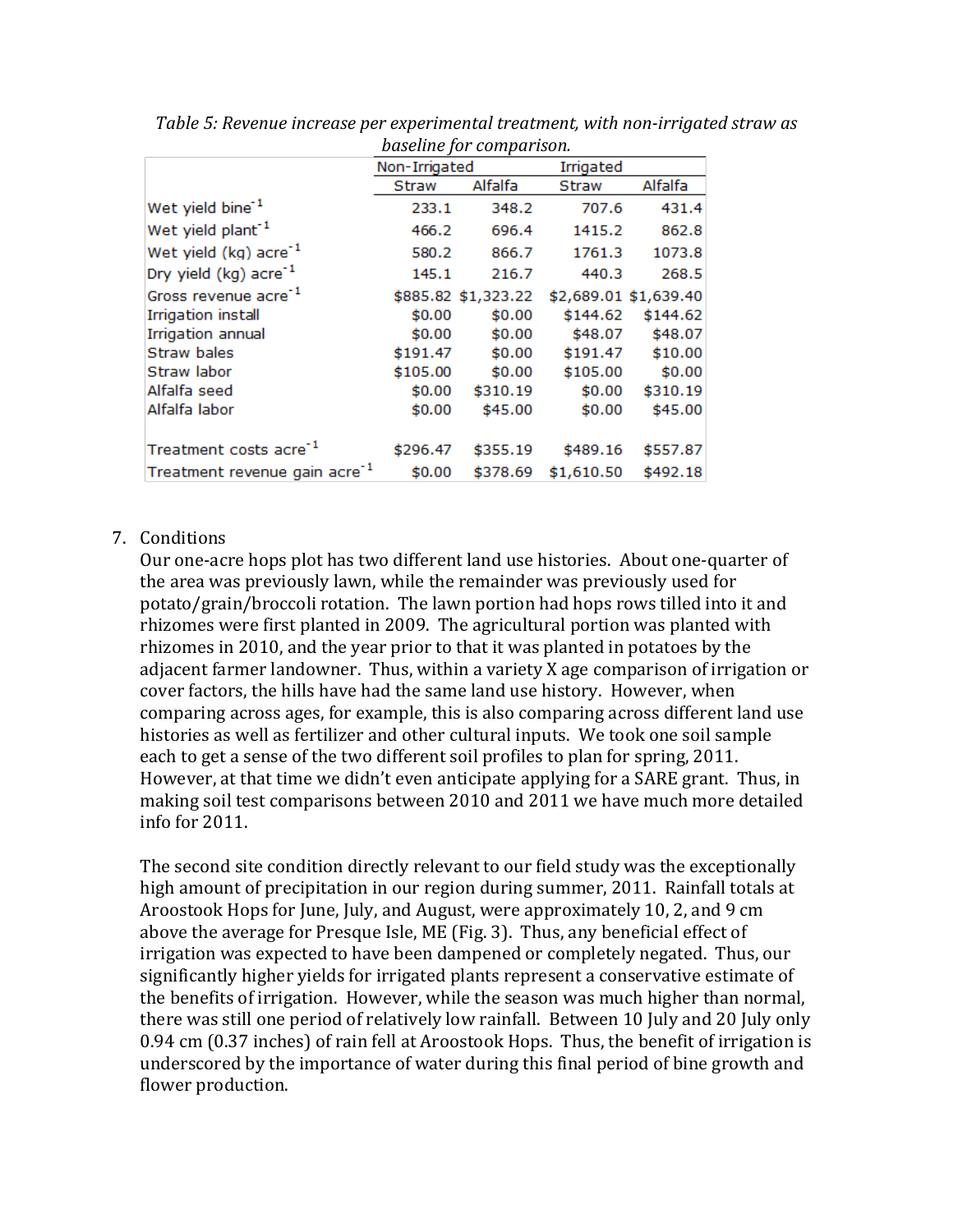*Table 5: Revenue increase per experimental treatment, with non-irrigated straw as baseline for comparison.*

| | Non-Irrigated | | Irrigated | |
|---|---|---|---|---|
| | Straw | Alfalfa | Straw | Alfalfa |
| Wet yield bine$^{-1}$ | 233.1 | 348.2 | 707.6 | 431.4 |
| Wet yield plant$^{-1}$ | 466.2 | 696.4 | 1415.2 | 862.8 |
| Wet yield (kg) acre$^{-1}$ | 580.2 | 866.7 | 1761.3 | 1073.8 |
| Dry yield (kg) acre$^{-1}$ | 145.1 | 216.7 | 440.3 | 268.5 |
| Gross revenue acre$^{-1}$ | $885.82 | $1,323.22 | $2,689.01 | $1,639.40 |
| Irrigation install | $0.00 | $0.00 | $144.62 | $144.62 |
| Irrigation annual | $0.00 | $0.00 | $48.07 | $48.07 |
| Straw bales | $191.47 | $0.00 | $191.47 | $10.00 |
| Straw labor | $105.00 | $0.00 | $105.00 | $0.00 |
| Alfalfa seed | $0.00 | $310.19 | $0.00 | $310.19 |
| Alfalfa labor | $0.00 | $45.00 | $0.00 | $45.00 |
| Treatment costs acre$^{-1}$ | $296.47 | $355.19 | $489.16 | $557.87 |
| Treatment revenue gain acre$^{-1}$ | $0.00 | $378.69 | $1,610.50 | $492.18 |

7. Conditions

   Our one-acre hops plot has two different land use histories. About one-quarter of the area was previously lawn, while the remainder was previously used for potato/grain/broccoli rotation. The lawn portion had hops rows tilled into it and rhizomes were first planted in 2009. The agricultural portion was planted with rhizomes in 2010, and the year prior to that it was planted in potatoes by the adjacent farmer landowner. Thus, within a variety X age comparison of irrigation or cover factors, the hills have had the same land use history. However, when comparing across ages, for example, this is also comparing across different land use histories as well as fertilizer and other cultural inputs. We took one soil sample each to get a sense of the two different soil profiles to plan for spring, 2011. However, at that time we didn't even anticipate applying for a SARE grant. Thus, in making soil test comparisons between 2010 and 2011 we have much more detailed info for 2011.

   The second site condition directly relevant to our field study was the exceptionally high amount of precipitation in our region during summer, 2011. Rainfall totals at Aroostook Hops for June, July, and August, were approximately 10, 2, and 9 cm above the average for Presque Isle, ME (Fig. 3). Thus, any beneficial effect of irrigation was expected to have been dampened or completely negated. Thus, our significantly higher yields for irrigated plants represent a conservative estimate of the benefits of irrigation. However, while the season was much higher than normal, there was still one period of relatively low rainfall. Between 10 July and 20 July only 0.94 cm (0.37 inches) of rain fell at Aroostook Hops. Thus, the benefit of irrigation is underscored by the importance of water during this final period of bine growth and flower production.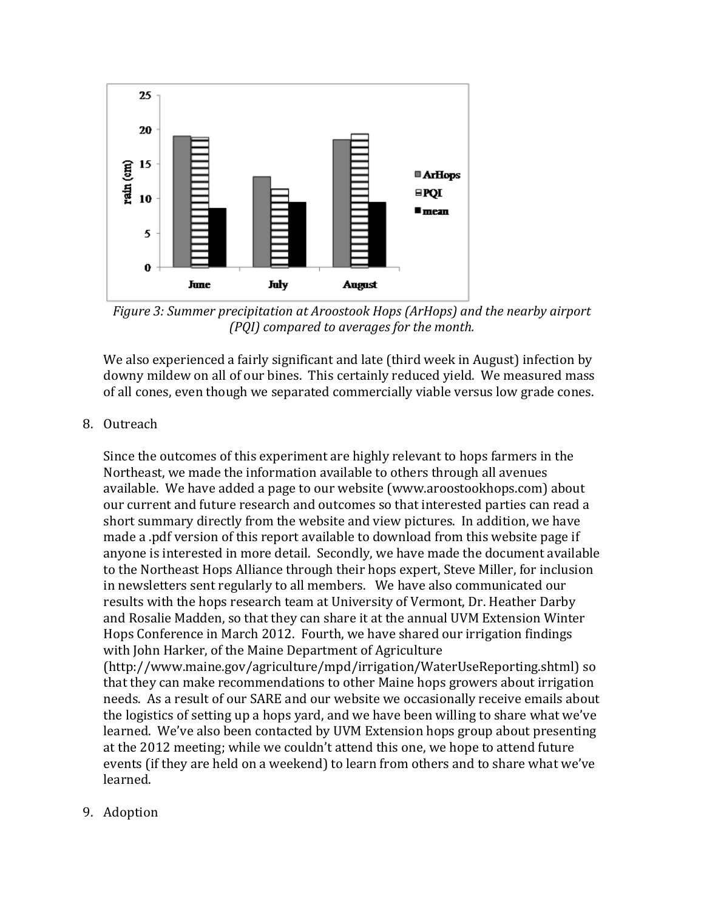*Figure 3: Summer precipitation at Aroostook Hops (ArHops) and the nearby airport (PQI) compared to averages for the month.*

We also experienced a fairly significant and late (third week in August) infection by downy mildew on all of our bines. This certainly reduced yield. We measured mass of all cones, even though we separated commercially viable versus low grade cones.

8. Outreach

Since the outcomes of this experiment are highly relevant to hops farmers in the Northeast, we made the information available to others through all avenues available. We have added a page to our website (www.aroostookhops.com) about our current and future research and outcomes so that interested parties can read a short summary directly from the website and view pictures. In addition, we have made a .pdf version of this report available to download from this website page if anyone is interested in more detail. Secondly, we have made the document available to the Northeast Hops Alliance through their hops expert, Steve Miller, for inclusion in newsletters sent regularly to all members. We have also communicated our results with the hops research team at University of Vermont, Dr. Heather Darby and Rosalie Madden, so that they can share it at the annual UVM Extension Winter Hops Conference in March 2012. Fourth, we have shared our irrigation findings with John Harker, of the Maine Department of Agriculture (http://www.maine.gov/agriculture/mpd/irrigation/WaterUseReporting.shtml) so that they can make recommendations to other Maine hops growers about irrigation needs. As a result of our SARE and our website we occasionally receive emails about the logistics of setting up a hops yard, and we have been willing to share what we've learned. We've also been contacted by UVM Extension hops group about presenting at the 2012 meeting; while we couldn't attend this one, we hope to attend future events (if they are held on a weekend) to learn from others and to share what we've learned.

9. Adoption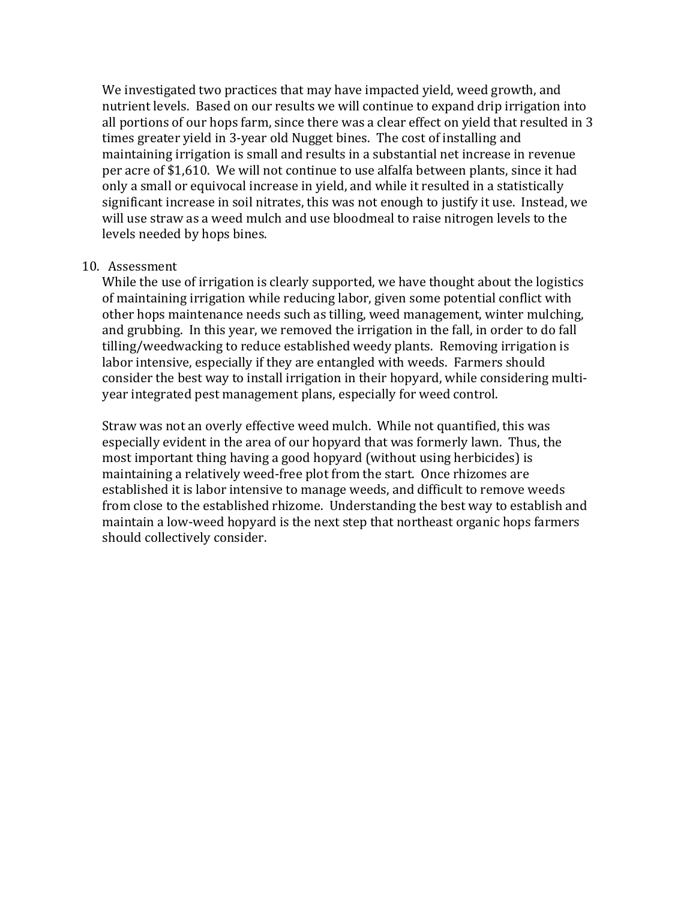We investigated two practices that may have impacted yield, weed growth, and nutrient levels. Based on our results we will continue to expand drip irrigation into all portions of our hops farm, since there was a clear effect on yield that resulted in 3 times greater yield in 3-year old Nugget bines. The cost of installing and maintaining irrigation is small and results in a substantial net increase in revenue per acre of $1,610. We will not continue to use alfalfa between plants, since it had only a small or equivocal increase in yield, and while it resulted in a statistically significant increase in soil nitrates, this was not enough to justify it use. Instead, we will use straw as a weed mulch and use bloodmeal to raise nitrogen levels to the levels needed by hops bines.

10. Assessment

While the use of irrigation is clearly supported, we have thought about the logistics of maintaining irrigation while reducing labor, given some potential conflict with other hops maintenance needs such as tilling, weed management, winter mulching, and grubbing. In this year, we removed the irrigation in the fall, in order to do fall tilling/weedwacking to reduce established weedy plants. Removing irrigation is labor intensive, especially if they are entangled with weeds. Farmers should consider the best way to install irrigation in their hopyard, while considering multi-year integrated pest management plans, especially for weed control.

Straw was not an overly effective weed mulch. While not quantified, this was especially evident in the area of our hopyard that was formerly lawn. Thus, the most important thing having a good hopyard (without using herbicides) is maintaining a relatively weed-free plot from the start. Once rhizomes are established it is labor intensive to manage weeds, and difficult to remove weeds from close to the established rhizome. Understanding the best way to establish and maintain a low-weed hopyard is the next step that northeast organic hops farmers should collectively consider.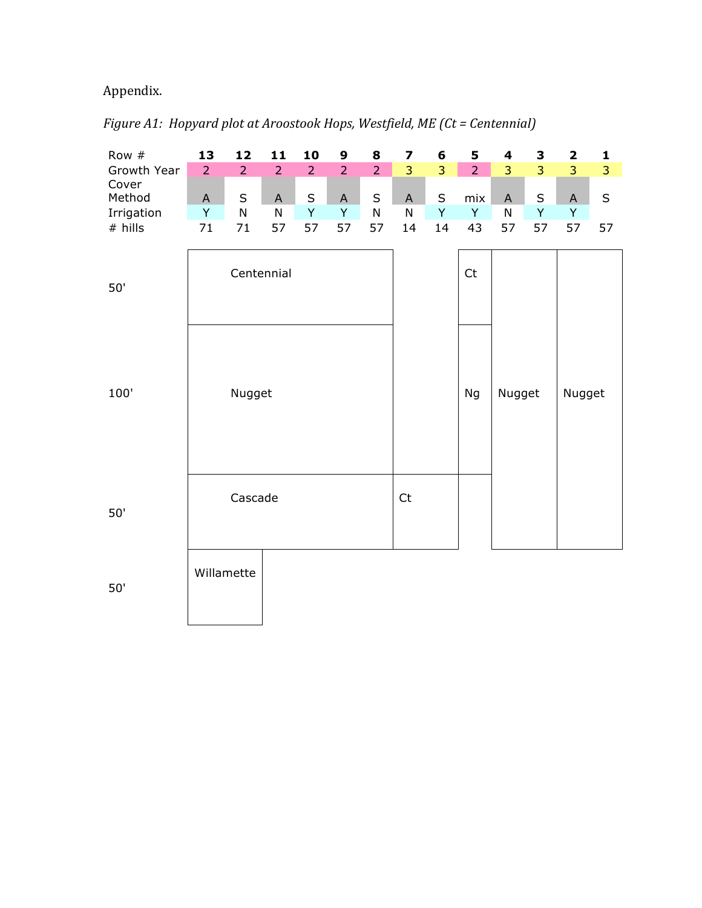Appendix.

*Figure A1: Hopyard plot at Aroostook Hops, Westfield, ME (Ct = Centennial)*

| Row # | 13 | 12 | 11 | 10 | 9 | 8 | 7 | 6 | 5 | 4 | 3 | 2 | 1 |
|---|---|---|---|---|---|---|---|---|---|---|---|---|---|
| Growth Year | 2 | 2 | 2 | 2 | 2 | 2 | 3 | 3 | 2 | 3 | 3 | 3 | 3 |
| Cover Method | A | S | A | S | A | S | A | S | mix | A | S | A | S |
| Irrigation | Y | N | N | Y | Y | N | N | Y | Y | N | Y | Y | |
| # hills | 71 | 71 | 57 | 57 | 57 | 57 | 14 | 14 | 43 | 57 | 57 | 57 | 57 |

| Length | Rows 13–8 | Rows 7–6 | Row 5 | Rows 4–3 | Rows 2–1 |
|---|---|---|---|---|---|
| 50' | Centennial | | Ct | Nugget | Nugget |
| 100' | Nugget | | Ng | Nugget | Nugget |
| 50' | Cascade | Ct | | Nugget | Nugget |
| 50' | Willamette (rows 13–12) | | | | |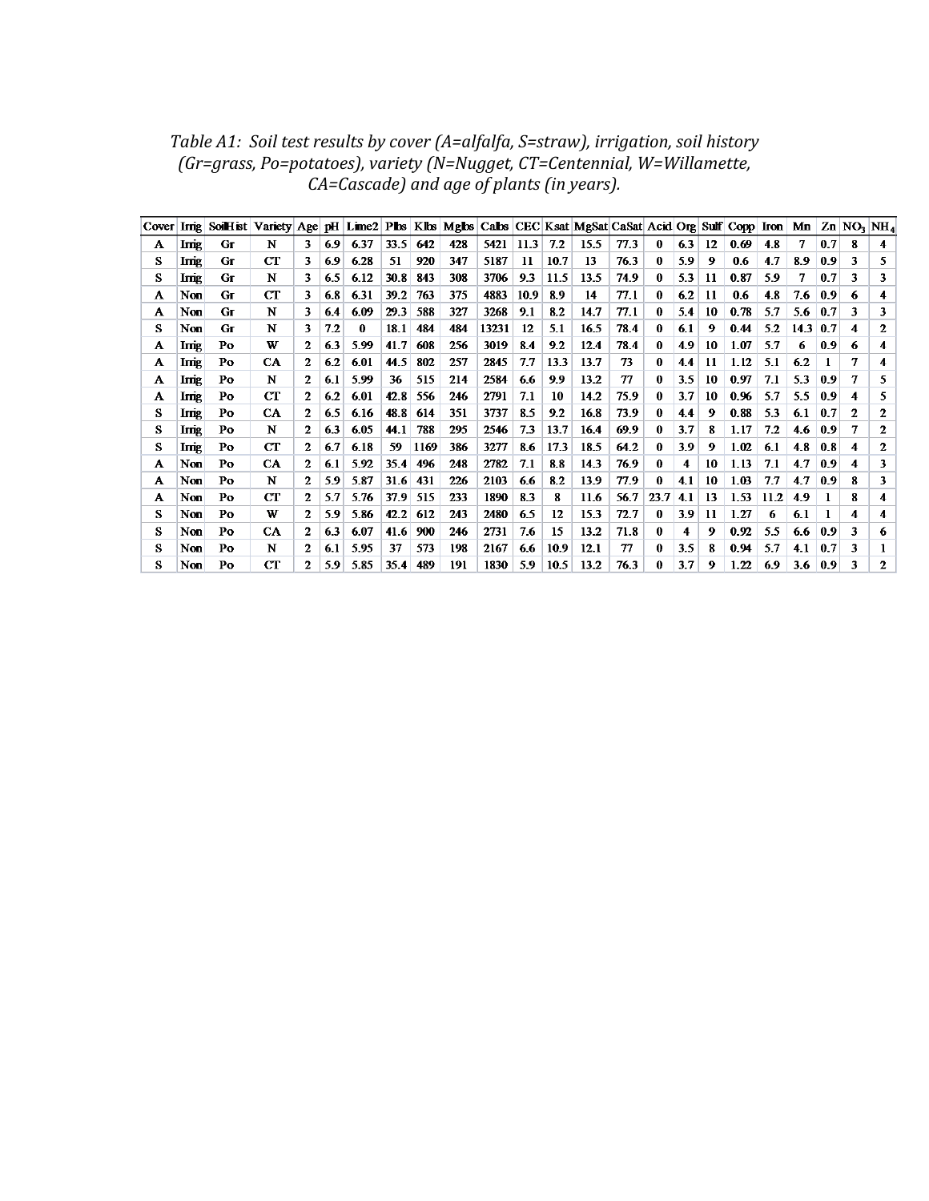*Table A1: Soil test results by cover (A=alfalfa, S=straw), irrigation, soil history (Gr=grass, Po=potatoes), variety (N=Nugget, CT=Centennial, W=Willamette, CA=Cascade) and age of plants (in years).*

| Cover | Irrig | SoilHist | Variety | Age | pH | Lime2 | Plbs | Klbs | Mglbs | Calbs | CEC | Ksat | MgSat | CaSat | Acid | Org | Sulf | Copp | Iron | Mn | Zn | $NO_3$ | $NH_4$ |
|---|---|---|---|---|---|---|---|---|---|---|---|---|---|---|---|---|---|---|---|---|---|---|---|
| A | Irrig | Gr | N | 3 | 6.9 | 6.37 | 33.5 | 642 | 428 | 5421 | 11.3 | 7.2 | 15.5 | 77.3 | 0 | 6.3 | 12 | 0.69 | 4.8 | 7 | 0.7 | 8 | 4 |
| S | Irrig | Gr | CT | 3 | 6.9 | 6.28 | 51 | 920 | 347 | 5187 | 11 | 10.7 | 13 | 76.3 | 0 | 5.9 | 9 | 0.6 | 4.7 | 8.9 | 0.9 | 3 | 5 |
| S | Irrig | Gr | N | 3 | 6.5 | 6.12 | 30.8 | 843 | 308 | 3706 | 9.3 | 11.5 | 13.5 | 74.9 | 0 | 5.3 | 11 | 0.87 | 5.9 | 7 | 0.7 | 3 | 3 |
| A | Non | Gr | CT | 3 | 6.8 | 6.31 | 39.2 | 763 | 375 | 4883 | 10.9 | 8.9 | 14 | 77.1 | 0 | 6.2 | 11 | 0.6 | 4.8 | 7.6 | 0.9 | 6 | 4 |
| A | Non | Gr | N | 3 | 6.4 | 6.09 | 29.3 | 588 | 327 | 3268 | 9.1 | 8.2 | 14.7 | 77.1 | 0 | 5.4 | 10 | 0.78 | 5.7 | 5.6 | 0.7 | 3 | 3 |
| S | Non | Gr | N | 3 | 7.2 | 0 | 18.1 | 484 | 484 | 13231 | 12 | 5.1 | 16.5 | 78.4 | 0 | 6.1 | 9 | 0.44 | 5.2 | 14.3 | 0.7 | 4 | 2 |
| A | Irrig | Po | W | 2 | 6.3 | 5.99 | 41.7 | 608 | 256 | 3019 | 8.4 | 9.2 | 12.4 | 78.4 | 0 | 4.9 | 10 | 1.07 | 5.7 | 6 | 0.9 | 6 | 4 |
| A | Irrig | Po | CA | 2 | 6.2 | 6.01 | 44.5 | 802 | 257 | 2845 | 7.7 | 13.3 | 13.7 | 73 | 0 | 4.4 | 11 | 1.12 | 5.1 | 6.2 | 1 | 7 | 4 |
| A | Irrig | Po | N | 2 | 6.1 | 5.99 | 36 | 515 | 214 | 2584 | 6.6 | 9.9 | 13.2 | 77 | 0 | 3.5 | 10 | 0.97 | 7.1 | 5.3 | 0.9 | 7 | 5 |
| A | Irrig | Po | CT | 2 | 6.2 | 6.01 | 42.8 | 556 | 246 | 2791 | 7.1 | 10 | 14.2 | 75.9 | 0 | 3.7 | 10 | 0.96 | 5.7 | 5.5 | 0.9 | 4 | 5 |
| S | Irrig | Po | CA | 2 | 6.5 | 6.16 | 48.8 | 614 | 351 | 3737 | 8.5 | 9.2 | 16.8 | 73.9 | 0 | 4.4 | 9 | 0.88 | 5.3 | 6.1 | 0.7 | 2 | 2 |
| S | Irrig | Po | N | 2 | 6.3 | 6.05 | 44.1 | 788 | 295 | 2546 | 7.3 | 13.7 | 16.4 | 69.9 | 0 | 3.7 | 8 | 1.17 | 7.2 | 4.6 | 0.9 | 7 | 2 |
| S | Irrig | Po | CT | 2 | 6.7 | 6.18 | 59 | 1169 | 386 | 3277 | 8.6 | 17.3 | 18.5 | 64.2 | 0 | 3.9 | 9 | 1.02 | 6.1 | 4.8 | 0.8 | 4 | 2 |
| A | Non | Po | CA | 2 | 6.1 | 5.92 | 35.4 | 496 | 248 | 2782 | 7.1 | 8.8 | 14.3 | 76.9 | 0 | 4 | 10 | 1.13 | 7.1 | 4.7 | 0.9 | 4 | 3 |
| A | Non | Po | N | 2 | 5.9 | 5.87 | 31.6 | 431 | 226 | 2103 | 6.6 | 8.2 | 13.9 | 77.9 | 0 | 4.1 | 10 | 1.03 | 7.7 | 4.7 | 0.9 | 8 | 3 |
| A | Non | Po | CT | 2 | 5.7 | 5.76 | 37.9 | 515 | 233 | 1890 | 8.3 | 8 | 11.6 | 56.7 | 23.7 | 4.1 | 13 | 1.53 | 11.2 | 4.9 | 1 | 8 | 4 |
| S | Non | Po | W | 2 | 5.9 | 5.86 | 42.2 | 612 | 243 | 2480 | 6.5 | 12 | 15.3 | 72.7 | 0 | 3.9 | 11 | 1.27 | 6 | 6.1 | 1 | 4 | 4 |
| S | Non | Po | CA | 2 | 6.3 | 6.07 | 41.6 | 900 | 246 | 2731 | 7.6 | 15 | 13.2 | 71.8 | 0 | 4 | 9 | 0.92 | 5.5 | 6.6 | 0.9 | 3 | 6 |
| S | Non | Po | N | 2 | 6.1 | 5.95 | 37 | 573 | 198 | 2167 | 6.6 | 10.9 | 12.1 | 77 | 0 | 3.5 | 8 | 0.94 | 5.7 | 4.1 | 0.7 | 3 | 1 |
| S | Non | Po | CT | 2 | 5.9 | 5.85 | 35.4 | 489 | 191 | 1830 | 5.9 | 10.5 | 13.2 | 76.3 | 0 | 3.7 | 9 | 1.22 | 6.9 | 3.6 | 0.9 | 3 | 2 |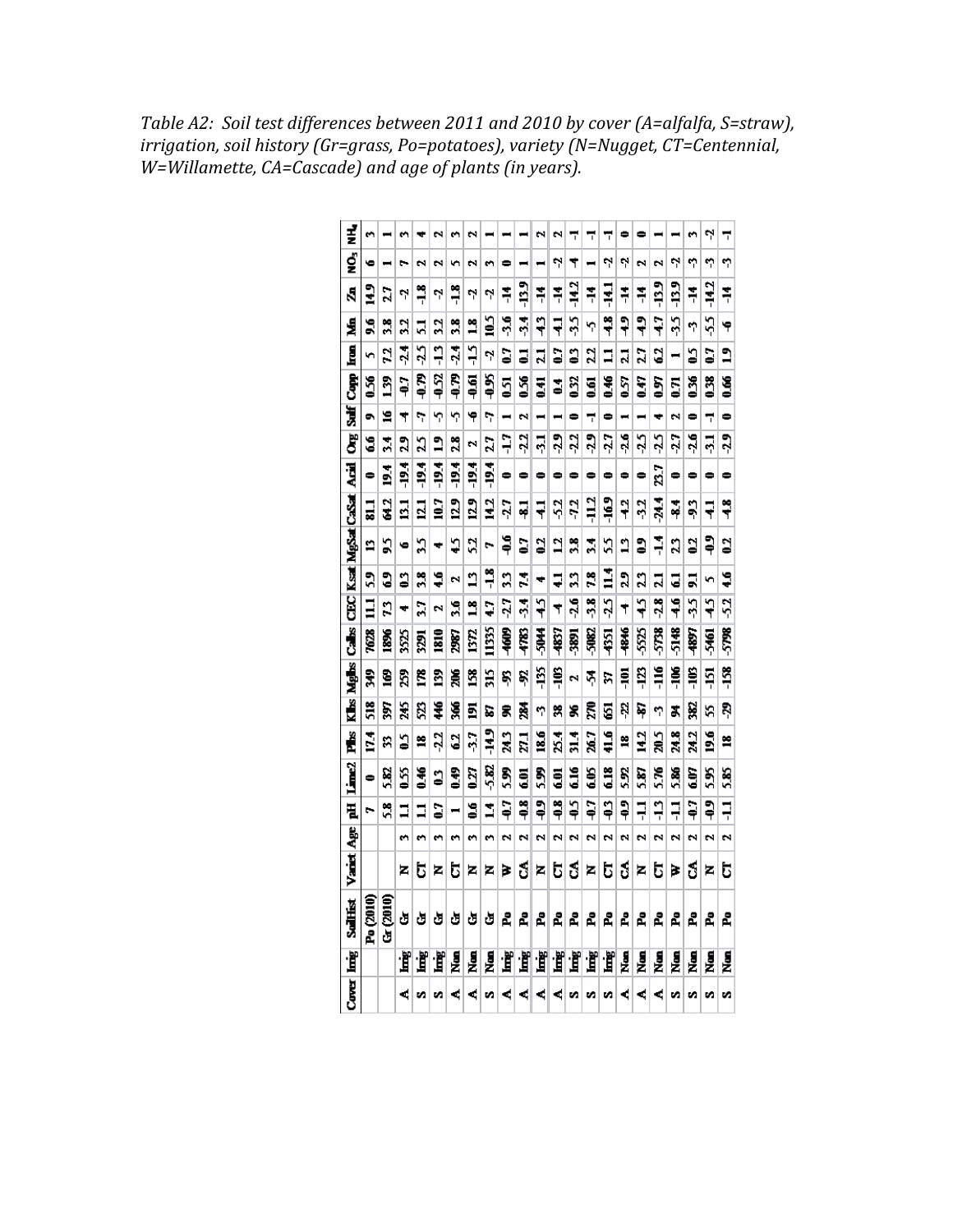*Table A2: Soil test differences between 2011 and 2010 by cover (A=alfalfa, S=straw), irrigation, soil history (Gr=grass, Po=potatoes), variety (N=Nugget, CT=Centennial, W=Willamette, CA=Cascade) and age of plants (in years).*

| Cover | Irrig | SoilHist | Variet | Age | pH | Lime2 | Plbs | Klbs | Mglbs | Calbs | CEC | Ksat | MgSat | CaSat | Acid | Org | Sulf | Copp | Iron | Mn | Zn | $NO_3$ | $NH_4$ |
|---|---|---|---|---|---|---|---|---|---|---|---|---|---|---|---|---|---|---|---|---|---|---|---|
| | | Po (2010) | | | 7 | 0 | 17.4 | 518 | 349 | 7628 | 11.1 | 5.9 | 13 | 81.1 | 0 | 6.6 | 9 | 0.56 | 5 | 9.6 | 14.9 | 6 | 3 |
| | | Gr (2010) | | | 5.8 | 5.82 | 33 | 397 | 169 | 1896 | 7.3 | 6.9 | 9.5 | 64.2 | 19.4 | 3.4 | 16 | 1.39 | 7.2 | 3.8 | 2.7 | 1 | 1 |
| A | Irrig | Gr | N | 3 | 1.1 | 0.55 | 0.5 | 245 | 259 | 3525 | 4 | 0.3 | 6 | 13.1 | -19.4 | 2.9 | 4 | -0.7 | -2.4 | 3.2 | -2 | 7 | 3 |
| S | Irrig | Gr | CT | 3 | 1.1 | 0.46 | 18 | 523 | 178 | 3291 | 3.7 | 3.8 | 3.5 | 12.1 | -19.4 | 2.5 | -7 | -0.79 | -2.5 | 5.1 | -1.8 | 2 | 4 |
| S | Irrig | Gr | N | 3 | 0.7 | 0.3 | -2.2 | 446 | 139 | 1810 | 2 | 4.6 | 4 | 10.7 | -19.4 | 1.9 | -5 | -0.52 | -1.3 | 3.2 | -2 | 2 | 2 |
| A | Non | Gr | CT | 3 | 1 | 0.49 | 6.2 | 366 | 206 | 2987 | 3.6 | 2 | 4.5 | 12.9 | -19.4 | 2.8 | -5 | -0.79 | -2.4 | 3.8 | -1.8 | 5 | 3 |
| A | Non | Gr | N | 3 | 0.6 | 0.27 | -3.7 | 191 | 158 | 1372 | 1.8 | 1.3 | 5.2 | 12.9 | -19.4 | 2 | -6 | -0.61 | -1.5 | 1.8 | -2 | 2 | 2 |
| S | Non | Gr | N | 3 | 1.4 | -5.82 | -14.9 | 87 | 315 | 11335 | 4.7 | -1.8 | 7 | 14.2 | -19.4 | 2.7 | -7 | -0.95 | -2 | 10.5 | -2 | 3 | 1 |
| A | Irrig | Po | W | 2 | -0.7 | 5.99 | 24.3 | 90 | -93 | -4609 | -2.7 | 3.3 | -0.6 | -2.7 | 0 | -1.7 | 1 | 0.51 | 0.7 | -3.6 | -14 | 0 | 1 |
| A | Irrig | Po | CA | 2 | -0.8 | 6.01 | 27.1 | 284 | -92 | -4783 | -3.4 | 7.4 | 0.7 | -8.1 | 0 | -2.2 | 2 | 0.56 | 0.1 | -3.4 | -13.9 | 1 | 1 |
| A | Irrig | Po | N | 2 | -0.9 | 5.99 | 18.6 | -3 | -135 | -5044 | -4.5 | 4 | 0.2 | -4.1 | 0 | -3.1 | 1 | 0.41 | 2.1 | -4.3 | -14 | 1 | 2 |
| A | Irrig | Po | CT | 2 | -0.8 | 6.01 | 25.4 | 38 | -103 | -4837 | -4 | 4.1 | 1.2 | -5.2 | 0 | -2.9 | 1 | 0.4 | 0.7 | -4.1 | -14 | -2 | 2 |
| S | Irrig | Po | CA | 2 | -0.5 | 6.16 | 31.4 | 96 | 2 | -3891 | -2.6 | 3.3 | 3.8 | -7.2 | 0 | -2.2 | 0 | 0.32 | 0.3 | -3.5 | -14.2 | 4 | -1 |
| S | Irrig | Po | N | 2 | -0.7 | 6.05 | 26.7 | 270 | -54 | -5082 | -3.8 | 7.8 | 3.4 | -11.2 | 0 | -2.9 | -1 | 0.61 | 2.2 | -5 | -14 | 1 | -1 |
| S | Irrig | Po | CT | 2 | -0.3 | 6.18 | 41.6 | 651 | 37 | -4351 | -2.5 | 11.4 | 5.5 | -16.9 | 0 | -2.7 | 0 | 0.46 | 1.1 | -4.8 | -14.1 | -2 | -1 |
| A | Non | Po | CA | 2 | -0.9 | 5.92 | 18 | -22 | -101 | -4846 | -4 | 2.9 | 1.3 | -4.2 | 0 | -2.6 | 1 | 0.57 | 2.1 | -4.9 | -14 | -2 | 0 |
| A | Non | Po | N | 2 | -1.1 | 5.87 | 14.2 | -87 | -123 | -5525 | -4.5 | 2.3 | 0.9 | -3.2 | 0 | -2.5 | 1 | 0.47 | 2.7 | -4.9 | -14 | 2 | 0 |
| A | Non | Po | CT | 2 | -1.3 | 5.76 | 20.5 | -3 | -116 | -5738 | -2.8 | 2.1 | -1.4 | -24.4 | 23.7 | -2.5 | 4 | 0.97 | 6.2 | -4.7 | -13.9 | 2 | 1 |
| S | Non | Po | W | 2 | -1.1 | 5.86 | 24.8 | 94 | -106 | -5148 | -4.6 | 6.1 | 2.3 | -8.4 | 0 | -2.7 | 2 | 0.71 | 1 | -3.5 | -13.9 | -2 | 1 |
| S | Non | Po | CA | 2 | -0.7 | 6.07 | 24.2 | 382 | -103 | -4897 | -3.5 | 9.1 | 0.2 | -9.3 | 0 | -2.6 | 0 | 0.36 | 0.5 | -3 | -14 | -3 | 3 |
| S | Non | Po | N | 2 | -0.9 | 5.95 | 19.6 | 55 | -151 | -5461 | -4.5 | 5 | -0.9 | -4.1 | 0 | -3.1 | -1 | 0.38 | 0.7 | -5.5 | -14.2 | -3 | -2 |
| S | Non | Po | CT | 2 | -1.1 | 5.85 | 18 | -29 | -158 | -5798 | -5.2 | 4.6 | 0.2 | -4.8 | 0 | -2.9 | 0 | 0.66 | 1.9 | -6 | -14 | -3 | -1 |